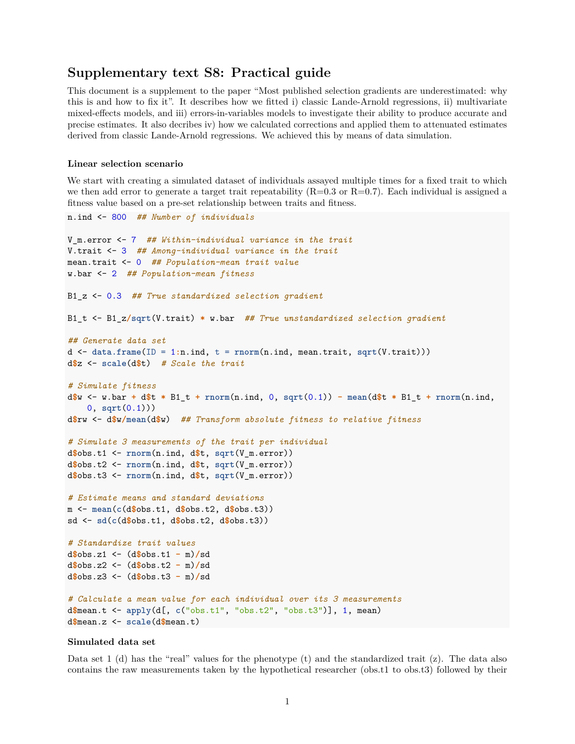# Supplementary text S8: Practical guide

This document is a supplement to the paper "Most published selection gradients are underestimated: why this is and how to fix it". It describes how we fitted i) classic Lande-Arnold regressions, ii) multivariate mixed-effects models, and iii) errors-in-variables models to investigate their ability to produce accurate and precise estimates. It also decribes iv) how we calculated corrections and applied them to attenuated estimates derived from classic Lande-Arnold regressions. We achieved this by means of data simulation.

### Linear selection scenario

We start with creating a simulated dataset of individuals assayed multiple times for a fixed trait to which we then add error to generate a target trait repeatability (R=0.3 or R=0.7). Each individual is assigned a fitness value based on a pre-set relationship between traits and fitness.

```
n.ind <- 800  ## Number of individuals

V_m.error <- 7  ## Within-individual variance in the trait
V.trait <- 3  ## Among-individual variance in the trait
mean.trait <- 0  ## Population-mean trait value
w.bar <- 2  ## Population-mean fitness

B1_z <- 0.3  ## True standardized selection gradient

B1_t <- B1_z/sqrt(V.trait) * w.bar  ## True unstandardized selection gradient

## Generate data set
d <- data.frame(ID = 1:n.ind, t = rnorm(n.ind, mean.trait, sqrt(V.trait)))
d$z <- scale(d$t)  # Scale the trait

# Simulate fitness
d$w <- w.bar + d$t * B1_t + rnorm(n.ind, 0, sqrt(0.1)) - mean(d$t * B1_t + rnorm(n.ind,
    0, sqrt(0.1)))
d$rw <- d$w/mean(d$w)  ## Transform absolute fitness to relative fitness

# Simulate 3 measurements of the trait per individual
d$obs.t1 <- rnorm(n.ind, d$t, sqrt(V_m.error))
d$obs.t2 <- rnorm(n.ind, d$t, sqrt(V_m.error))
d$obs.t3 <- rnorm(n.ind, d$t, sqrt(V_m.error))

# Estimate means and standard deviations
m <- mean(c(d$obs.t1, d$obs.t2, d$obs.t3))
sd <- sd(c(d$obs.t1, d$obs.t2, d$obs.t3))

# Standardize trait values
d$obs.z1 <- (d$obs.t1 - m)/sd
d$obs.z2 <- (d$obs.t2 - m)/sd
d$obs.z3 <- (d$obs.t3 - m)/sd

# Calculate a mean value for each individual over its 3 measurements
d$mean.t <- apply(d[, c("obs.t1", "obs.t2", "obs.t3")], 1, mean)
d$mean.z <- scale(d$mean.t)
```

### Simulated data set

Data set 1 (d) has the "real" values for the phenotype (t) and the standardized trait (z). The data also contains the raw measurements taken by the hypothetical researcher (obs.t1 to obs.t3) followed by their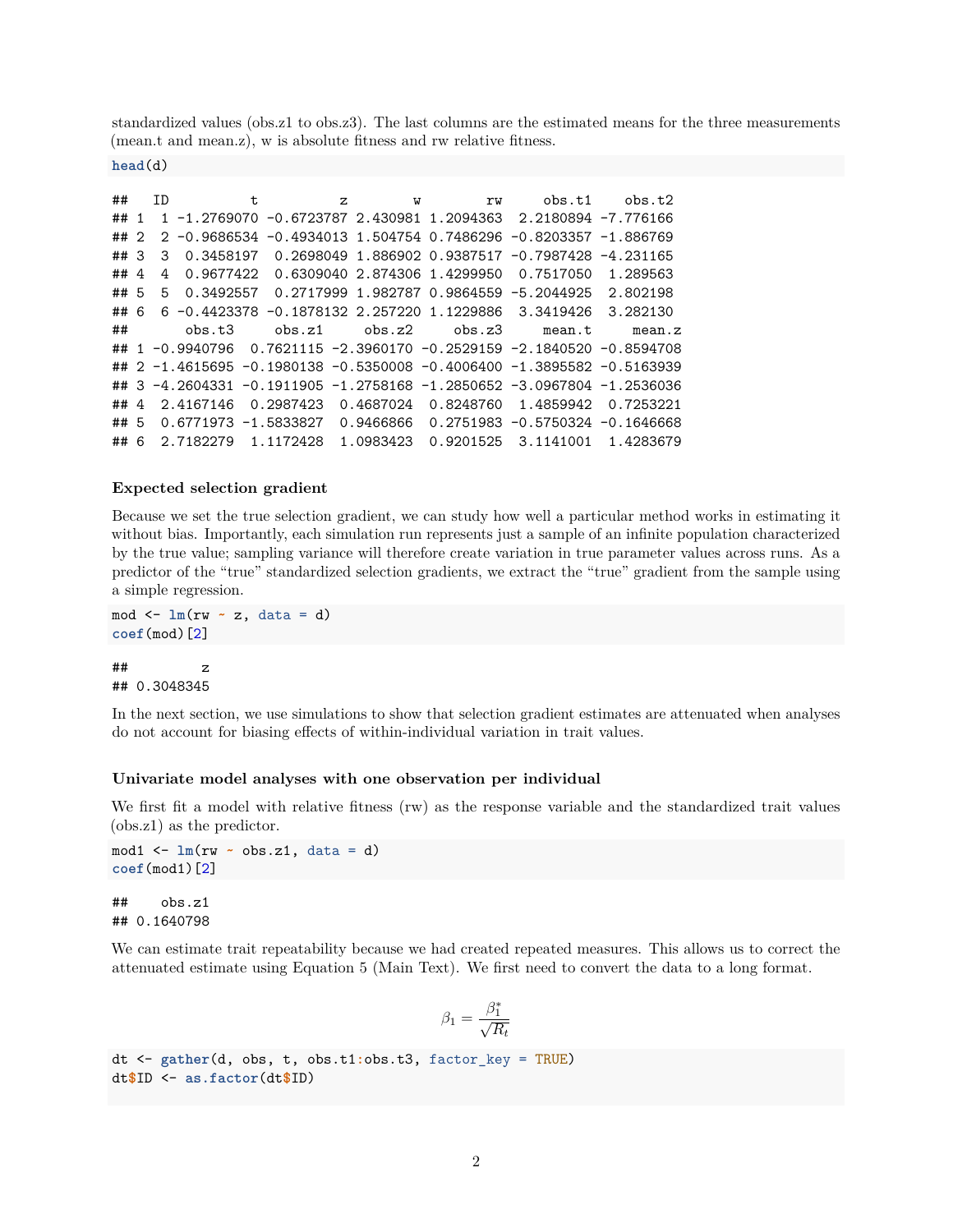standardized values (obs.z1 to obs.z3). The last columns are the estimated means for the three measurements (mean.t and mean.z), w is absolute fitness and rw relative fitness.

```
head(d)
```

```
##   ID          t          z        w        rw     obs.t1    obs.t2
## 1  1 -1.2769070 -0.6723787 2.430981 1.2094363  2.2180894 -7.776166
## 2  2 -0.9686534 -0.4934013 1.504754 0.7486296 -0.8203357 -1.886769
## 3  3  0.3458197  0.2698049 1.886902 0.9387517 -0.7987428 -4.231165
## 4  4  0.9677422  0.6309040 2.874306 1.4299950  0.7517050  1.289563
## 5  5  0.3492557  0.2717999 1.982787 0.9864559 -5.2044925  2.802198
## 6  6 -0.4423378 -0.1878132 2.257220 1.1229886  3.3419426  3.282130
##       obs.t3     obs.z1     obs.z2     obs.z3     mean.t     mean.z
## 1 -0.9940796  0.7621115 -2.3960170 -0.2529159 -2.1840520 -0.8594708
## 2 -1.4615695 -0.1980138 -0.5350008 -0.4006400 -1.3895582 -0.5163939
## 3 -4.2604331 -0.1911905 -1.2758168 -1.2850652 -3.0967804 -1.2536036
## 4  2.4167146  0.2987423  0.4687024  0.8248760  1.4859942  0.7253221
## 5  0.6771973 -1.5833827  0.9466866  0.2751983 -0.5750324 -0.1646668
## 6  2.7182279  1.1172428  1.0983423  0.9201525  3.1141001  1.4283679
```

### Expected selection gradient

Because we set the true selection gradient, we can study how well a particular method works in estimating it without bias. Importantly, each simulation run represents just a sample of an infinite population characterized by the true value; sampling variance will therefore create variation in true parameter values across runs. As a predictor of the "true" standardized selection gradients, we extract the "true" gradient from the sample using a simple regression.

```
mod <- lm(rw ~ z, data = d)
coef(mod)[2]
```

```
##         z
## 0.3048345
```

In the next section, we use simulations to show that selection gradient estimates are attenuated when analyses do not account for biasing effects of within-individual variation in trait values.

### Univariate model analyses with one observation per individual

We first fit a model with relative fitness (rw) as the response variable and the standardized trait values (obs.z1) as the predictor.

```
mod1 <- lm(rw ~ obs.z1, data = d)
coef(mod1)[2]
```

```
##    obs.z1
## 0.1640798
```

We can estimate trait repeatability because we had created repeated measures. This allows us to correct the attenuated estimate using Equation 5 (Main Text). We first need to convert the data to a long format.

$$\beta_1 = \frac{\beta_1^*}{\sqrt{R_t}}$$

```
dt <- gather(d, obs, t, obs.t1:obs.t3, factor_key = TRUE)
dt$ID <- as.factor(dt$ID)
```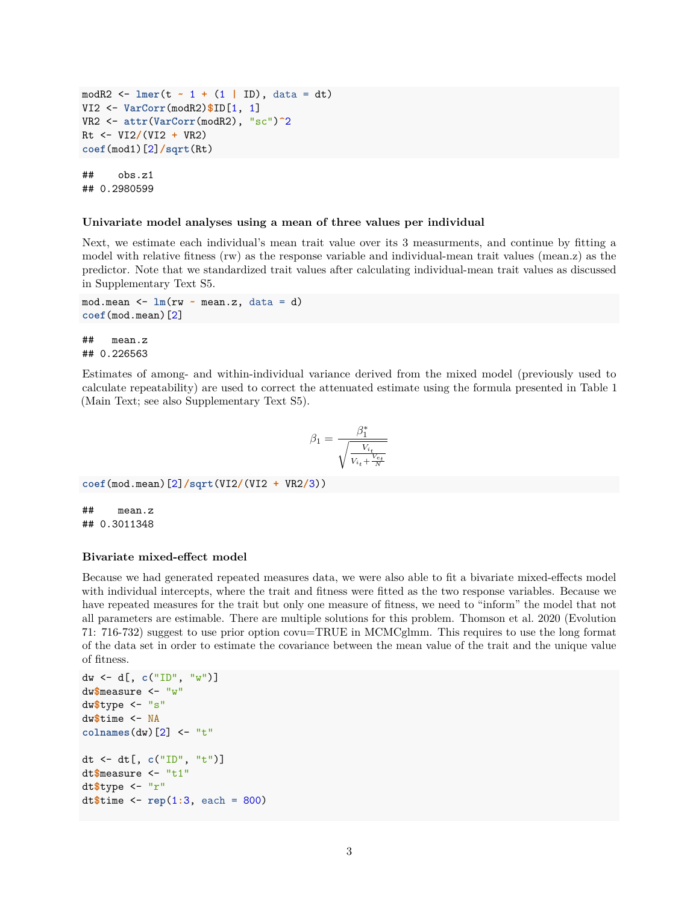```
modR2 <- lmer(t ~ 1 + (1 | ID), data = dt)
VI2 <- VarCorr(modR2)$ID[1, 1]
VR2 <- attr(VarCorr(modR2), "sc")^2
Rt <- VI2/(VI2 + VR2)
coef(mod1)[2]/sqrt(Rt)
```

```
##    obs.z1
## 0.2980599
```

### Univariate model analyses using a mean of three values per individual

Next, we estimate each individual's mean trait value over its 3 measurments, and continue by fitting a model with relative fitness (rw) as the response variable and individual-mean trait values (mean.z) as the predictor. Note that we standardized trait values after calculating individual-mean trait values as discussed in Supplementary Text S5.

```
mod.mean <- lm(rw ~ mean.z, data = d)
coef(mod.mean)[2]
```

```
##   mean.z
## 0.226563
```

Estimates of among- and within-individual variance derived from the mixed model (previously used to calculate repeatability) are used to correct the attenuated estimate using the formula presented in Table 1 (Main Text; see also Supplementary Text S5).

$$\beta_1 = \frac{\beta_1^*}{\sqrt{\frac{V_{i_t}}{V_{i_t} + \frac{V_{e_t}}{N}}}}$$

```
coef(mod.mean)[2]/sqrt(VI2/(VI2 + VR2/3))
```

```
##    mean.z
## 0.3011348
```

### Bivariate mixed-effect model

Because we had generated repeated measures data, we were also able to fit a bivariate mixed-effects model with individual intercepts, where the trait and fitness were fitted as the two response variables. Because we have repeated measures for the trait but only one measure of fitness, we need to "inform" the model that not all parameters are estimable. There are multiple solutions for this problem. Thomson et al. 2020 (Evolution 71: 716-732) suggest to use prior option covu=TRUE in MCMCglmm. This requires to use the long format of the data set in order to estimate the covariance between the mean value of the trait and the unique value of fitness.

```
dw <- d[, c("ID", "w")]
dw$measure <- "w"
dw$type <- "s"
dw$time <- NA
colnames(dw)[2] <- "t"

dt <- dt[, c("ID", "t")]
dt$measure <- "t1"
dt$type <- "r"
dt$time <- rep(1:3, each = 800)
```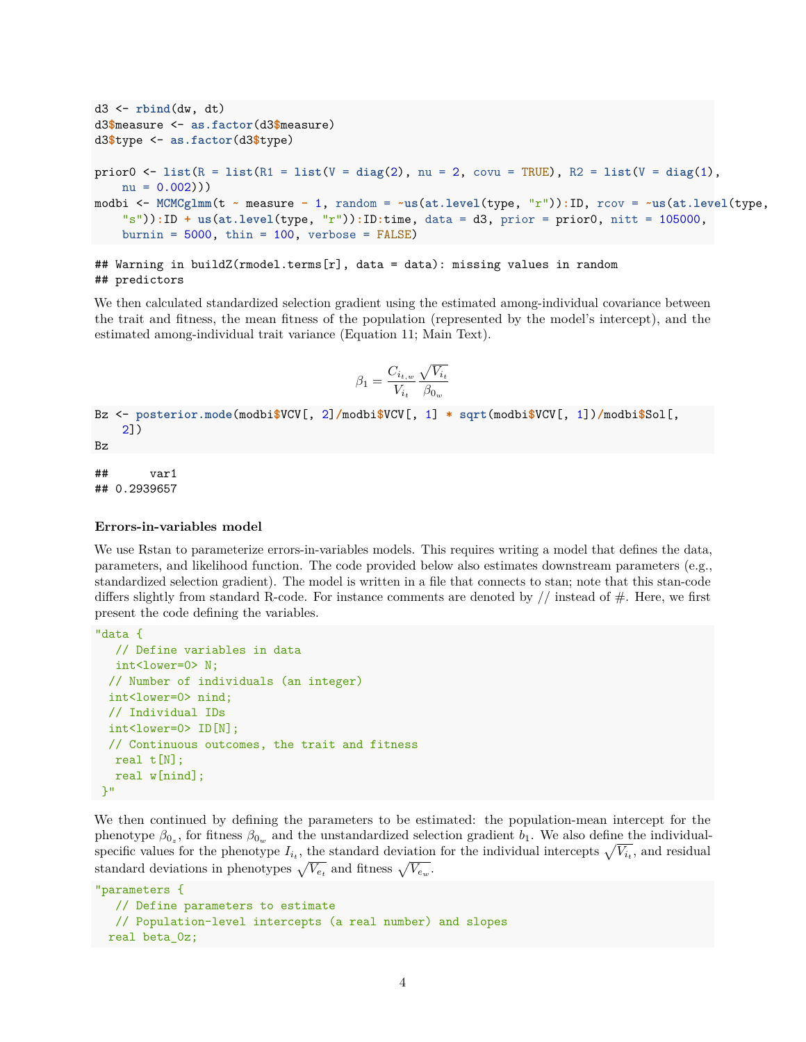```
d3 <- rbind(dw, dt)
d3$measure <- as.factor(d3$measure)
d3$type <- as.factor(d3$type)

prior0 <- list(R = list(R1 = list(V = diag(2), nu = 2, covu = TRUE), R2 = list(V = diag(1),
    nu = 0.002)))
modbi <- MCMCglmm(t ~ measure - 1, random = ~us(at.level(type, "r")):ID, rcov = ~us(at.level(type,
    "s")):ID + us(at.level(type, "r")):ID:time, data = d3, prior = prior0, nitt = 105000,
    burnin = 5000, thin = 100, verbose = FALSE)
```

```
## Warning in buildZ(rmodel.terms[r], data = data): missing values in random
## predictors
```

We then calculated standardized selection gradient using the estimated among-individual covariance between the trait and fitness, the mean fitness of the population (represented by the model's intercept), and the estimated among-individual trait variance (Equation 11; Main Text).

$$\beta_1 = \frac{C_{i_t,w}}{V_{i_t}} \frac{\sqrt{V_{i_t}}}{\beta_{0_w}}$$

```
Bz <- posterior.mode(modbi$VCV[, 2]/modbi$VCV[, 1] * sqrt(modbi$VCV[, 1])/modbi$Sol[,
    2])
Bz
```

```
##      var1
## 0.2939657
```

### Errors-in-variables model

We use Rstan to parameterize errors-in-variables models. This requires writing a model that defines the data, parameters, and likelihood function. The code provided below also estimates downstream parameters (e.g., standardized selection gradient). The model is written in a file that connects to stan; note that this stan-code differs slightly from standard R-code. For instance comments are denoted by // instead of #. Here, we first present the code defining the variables.

```
"data {
   // Define variables in data
   int<lower=0> N;
  // Number of individuals (an integer)
  int<lower=0> nind;
  // Individual IDs
  int<lower=0> ID[N];
  // Continuous outcomes, the trait and fitness
   real t[N];
   real w[nind];
 }"
```

We then continued by defining the parameters to be estimated: the population-mean intercept for the phenotype $\beta_{0_z}$, for fitness $\beta_{0_w}$ and the unstandardized selection gradient $b_1$. We also define the individual-specific values for the phenotype $I_{i_t}$, the standard deviation for the individual intercepts $\sqrt{V_{i_t}}$, and residual standard deviations in phenotypes $\sqrt{V_{e_t}}$ and fitness $\sqrt{V_{e_w}}$.

```
"parameters {
   // Define parameters to estimate
   // Population-level intercepts (a real number) and slopes
  real beta_0z;
```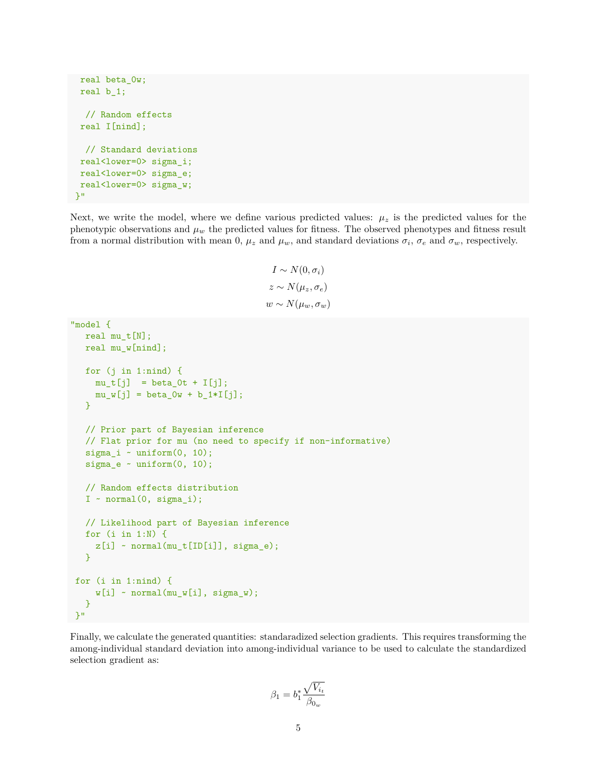```
  real beta_0w;
  real b_1;

   // Random effects
  real I[nind];

   // Standard deviations
  real<lower=0> sigma_i;
  real<lower=0> sigma_e;
  real<lower=0> sigma_w;
 }"
```

Next, we write the model, where we define various predicted values: $\mu_z$ is the predicted values for the phenotypic observations and $\mu_w$ the predicted values for fitness. The observed phenotypes and fitness result from a normal distribution with mean 0, $\mu_z$ and $\mu_w$, and standard deviations $\sigma_i$, $\sigma_e$ and $\sigma_w$, respectively.

$$I \sim N(0, \sigma_i)$$
$$z \sim N(\mu_z, \sigma_e)$$
$$w \sim N(\mu_w, \sigma_w)$$

```
"model {
   real mu_t[N];
   real mu_w[nind];

   for (j in 1:nind) {
     mu_t[j]  = beta_0t + I[j];
     mu_w[j] = beta_0w + b_1*I[j];
   }

   // Prior part of Bayesian inference
   // Flat prior for mu (no need to specify if non-informative)
   sigma_i ~ uniform(0, 10);
   sigma_e ~ uniform(0, 10);

   // Random effects distribution
   I ~ normal(0, sigma_i);

   // Likelihood part of Bayesian inference
   for (i in 1:N) {
     z[i] ~ normal(mu_t[ID[i]], sigma_e);
   }

 for (i in 1:nind) {
     w[i] ~ normal(mu_w[i], sigma_w);
   }
 }"
```

Finally, we calculate the generated quantities: standaradized selection gradients. This requires transforming the among-individual standard deviation into among-individual variance to be used to calculate the standardized selection gradient as:

$$\beta_1 = b_1^* \frac{\sqrt{V_{i_t}}}{\beta_{0_w}}$$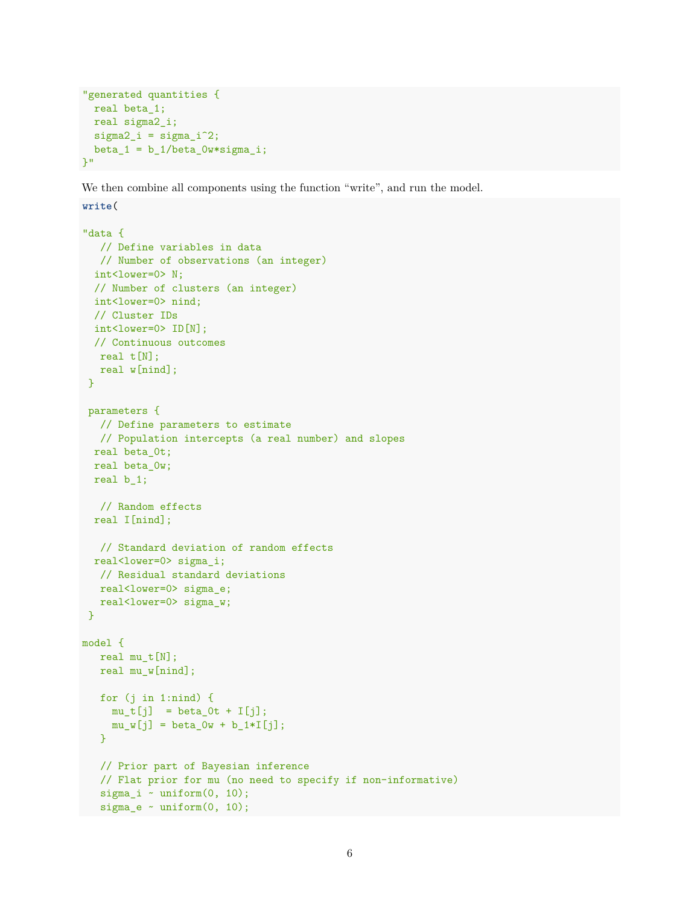```
"generated quantities {
  real beta_1;
  real sigma2_i;
  sigma2_i = sigma_i^2;
  beta_1 = b_1/beta_0w*sigma_i;
}"
```

We then combine all components using the function "write", and run the model.

```
write(

"data {
   // Define variables in data
   // Number of observations (an integer)
  int<lower=0> N;
  // Number of clusters (an integer)
  int<lower=0> nind;
  // Cluster IDs
  int<lower=0> ID[N];
  // Continuous outcomes
   real t[N];
   real w[nind];
 }

 parameters {
   // Define parameters to estimate
   // Population intercepts (a real number) and slopes
  real beta_0t;
  real beta_0w;
  real b_1;

   // Random effects
  real I[nind];

   // Standard deviation of random effects
  real<lower=0> sigma_i;
   // Residual standard deviations
   real<lower=0> sigma_e;
   real<lower=0> sigma_w;
 }

model {
   real mu_t[N];
   real mu_w[nind];

   for (j in 1:nind) {
     mu_t[j]  = beta_0t + I[j];
     mu_w[j] = beta_0w + b_1*I[j];
   }

   // Prior part of Bayesian inference
   // Flat prior for mu (no need to specify if non-informative)
   sigma_i ~ uniform(0, 10);
   sigma_e ~ uniform(0, 10);
```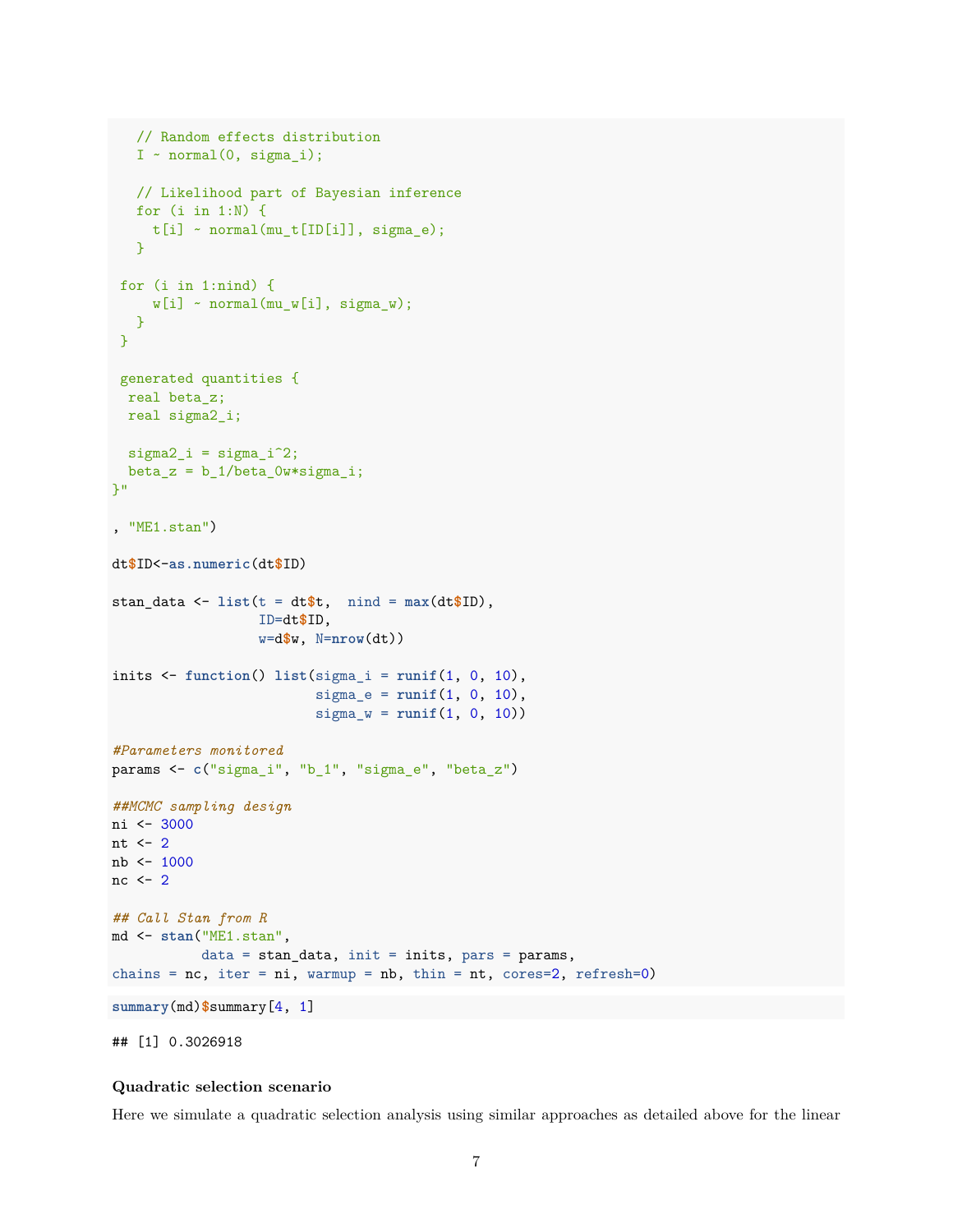```
   // Random effects distribution
   I ~ normal(0, sigma_i);

   // Likelihood part of Bayesian inference
   for (i in 1:N) {
     t[i] ~ normal(mu_t[ID[i]], sigma_e);
   }

 for (i in 1:nind) {
     w[i] ~ normal(mu_w[i], sigma_w);
   }
 }

 generated quantities {
  real beta_z;
  real sigma2_i;

  sigma2_i = sigma_i^2;
  beta_z = b_1/beta_0w*sigma_i;
}"

, "ME1.stan")

dt$ID<-as.numeric(dt$ID)

stan_data <- list(t = dt$t,  nind = max(dt$ID),
                  ID=dt$ID,
                  w=d$w, N=nrow(dt))

inits <- function() list(sigma_i = runif(1, 0, 10),
                         sigma_e = runif(1, 0, 10),
                         sigma_w = runif(1, 0, 10))

#Parameters monitored
params <- c("sigma_i", "b_1", "sigma_e", "beta_z")

##MCMC sampling design
ni <- 3000
nt <- 2
nb <- 1000
nc <- 2

## Call Stan from R
md <- stan("ME1.stan",
           data = stan_data, init = inits, pars = params,
chains = nc, iter = ni, warmup = nb, thin = nt, cores=2, refresh=0)
```

```
summary(md)$summary[4, 1]
```

```
## [1] 0.3026918
```

**Quadratic selection scenario**

Here we simulate a quadratic selection analysis using similar approaches as detailed above for the linear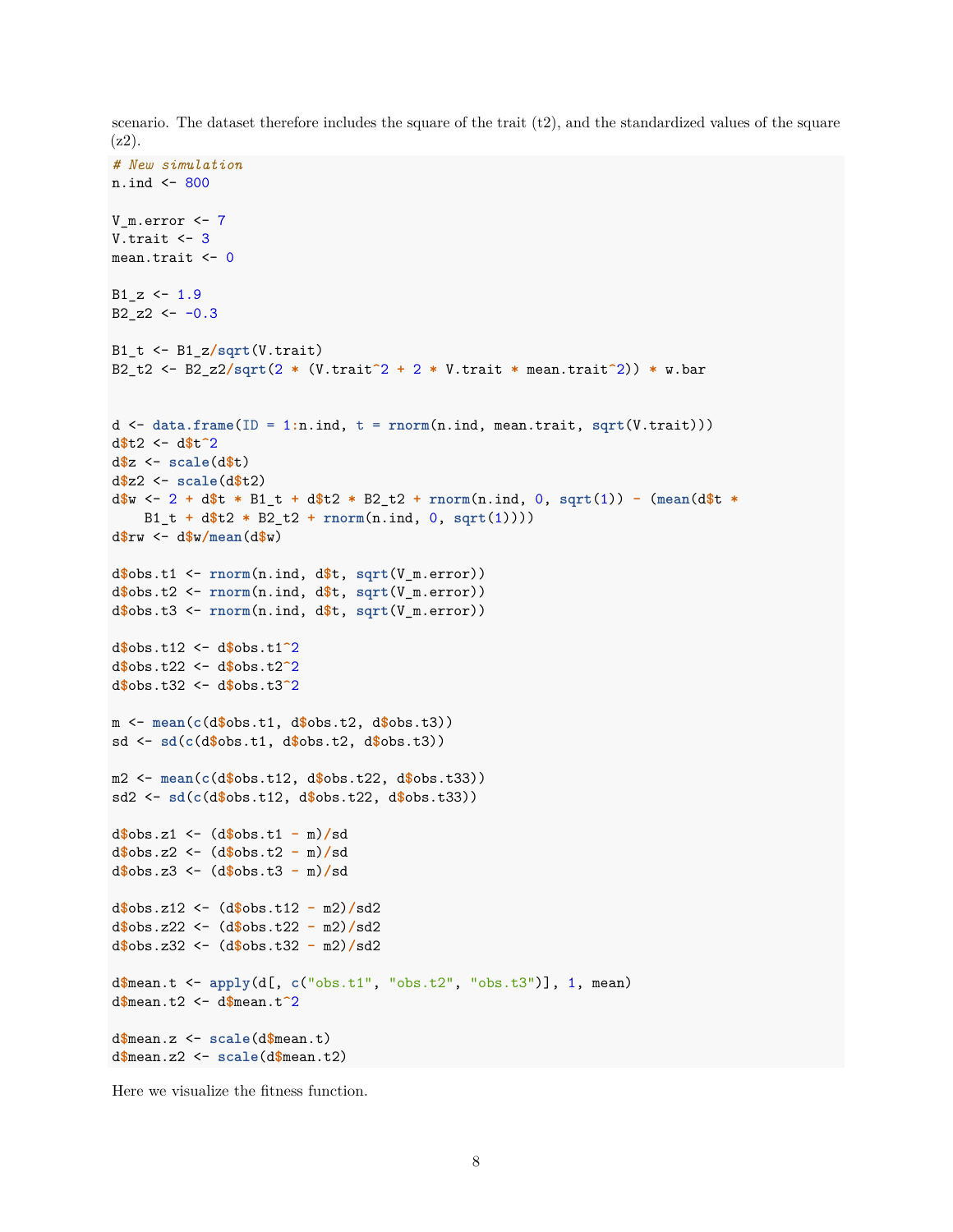scenario. The dataset therefore includes the square of the trait (t2), and the standardized values of the square (z2).

```
# New simulation
n.ind <- 800

V_m.error <- 7
V.trait <- 3
mean.trait <- 0

B1_z <- 1.9
B2_z2 <- -0.3

B1_t <- B1_z/sqrt(V.trait)
B2_t2 <- B2_z2/sqrt(2 * (V.trait^2 + 2 * V.trait * mean.trait^2)) * w.bar


d <- data.frame(ID = 1:n.ind, t = rnorm(n.ind, mean.trait, sqrt(V.trait)))
d$t2 <- d$t^2
d$z <- scale(d$t)
d$z2 <- scale(d$t2)
d$w <- 2 + d$t * B1_t + d$t2 * B2_t2 + rnorm(n.ind, 0, sqrt(1)) - (mean(d$t *
    B1_t + d$t2 * B2_t2 + rnorm(n.ind, 0, sqrt(1))))
d$rw <- d$w/mean(d$w)

d$obs.t1 <- rnorm(n.ind, d$t, sqrt(V_m.error))
d$obs.t2 <- rnorm(n.ind, d$t, sqrt(V_m.error))
d$obs.t3 <- rnorm(n.ind, d$t, sqrt(V_m.error))

d$obs.t12 <- d$obs.t1^2
d$obs.t22 <- d$obs.t2^2
d$obs.t32 <- d$obs.t3^2

m <- mean(c(d$obs.t1, d$obs.t2, d$obs.t3))
sd <- sd(c(d$obs.t1, d$obs.t2, d$obs.t3))

m2 <- mean(c(d$obs.t12, d$obs.t22, d$obs.t33))
sd2 <- sd(c(d$obs.t12, d$obs.t22, d$obs.t33))

d$obs.z1 <- (d$obs.t1 - m)/sd
d$obs.z2 <- (d$obs.t2 - m)/sd
d$obs.z3 <- (d$obs.t3 - m)/sd

d$obs.z12 <- (d$obs.t12 - m2)/sd2
d$obs.z22 <- (d$obs.t22 - m2)/sd2
d$obs.z32 <- (d$obs.t32 - m2)/sd2

d$mean.t <- apply(d[, c("obs.t1", "obs.t2", "obs.t3")], 1, mean)
d$mean.t2 <- d$mean.t^2

d$mean.z <- scale(d$mean.t)
d$mean.z2 <- scale(d$mean.t2)
```

Here we visualize the fitness function.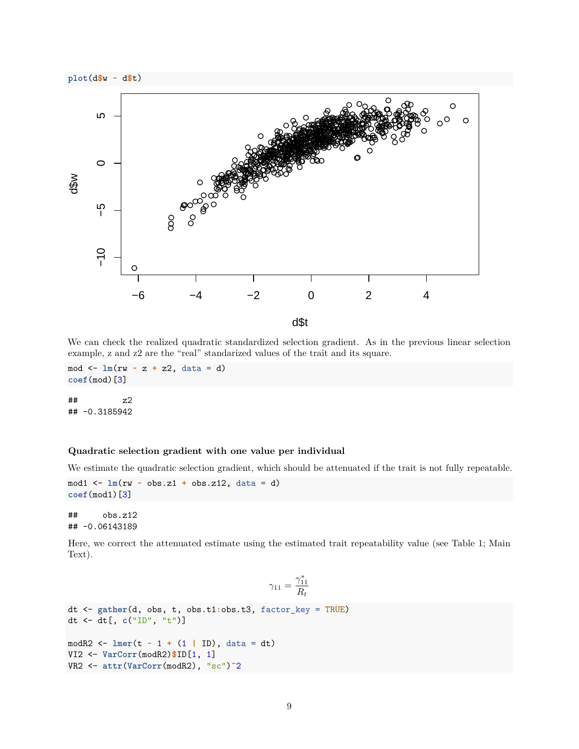```
plot(d$w ~ d$t)
```

We can check the realized quadratic standardized selection gradient. As in the previous linear selection example, z and z2 are the "real" standarized values of the trait and its square.

```
mod <- lm(rw ~ z + z2, data = d)
coef(mod)[3]
```

```
##         z2
## -0.3185942
```

**Quadratic selection gradient with one value per individual**

We estimate the quadratic selection gradient, which should be attenuated if the trait is not fully repeatable.

```
mod1 <- lm(rw ~ obs.z1 + obs.z12, data = d)
coef(mod1)[3]
```

```
##     obs.z12
## -0.06143189
```

Here, we correct the attenuated estimate using the estimated trait repeatability value (see Table 1; Main Text).

$$\gamma_{11} = \frac{\gamma_{11}^{*}}{R_t}$$

```
dt <- gather(d, obs, t, obs.t1:obs.t3, factor_key = TRUE)
dt <- dt[, c("ID", "t")]

modR2 <- lmer(t ~ 1 + (1 | ID), data = dt)
VI2 <- VarCorr(modR2)$ID[1, 1]
VR2 <- attr(VarCorr(modR2), "sc")^2
```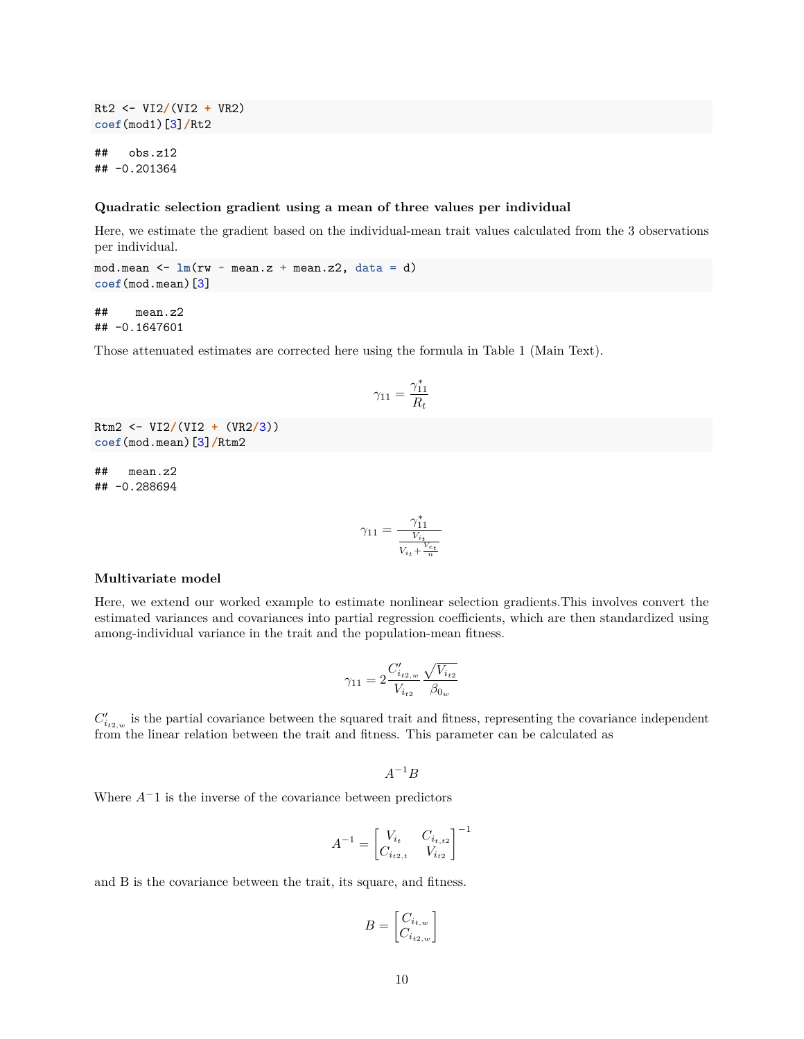```
Rt2 <- VI2/(VI2 + VR2)
coef(mod1)[3]/Rt2
```

```
##   obs.z12
## -0.201364
```

**Quadratic selection gradient using a mean of three values per individual**

Here, we estimate the gradient based on the individual-mean trait values calculated from the 3 observations per individual.

```
mod.mean <- lm(rw ~ mean.z + mean.z2, data = d)
coef(mod.mean)[3]
```

```
##    mean.z2
## -0.1647601
```

Those attenuated estimates are corrected here using the formula in Table 1 (Main Text).

$$\gamma_{11} = \frac{\gamma^*_{11}}{R_t}$$

```
Rtm2 <- VI2/(VI2 + (VR2/3))
coef(mod.mean)[3]/Rtm2
```

```
##   mean.z2
## -0.288694
```

$$\gamma_{11} = \frac{\gamma^*_{11}}{\frac{V_{i_t}}{V_{i_t} + \frac{V_{e_t}}{n}}}$$

**Multivariate model**

Here, we extend our worked example to estimate nonlinear selection gradients.This involves convert the estimated variances and covariances into partial regression coefficients, which are then standardized using among-individual variance in the trait and the population-mean fitness.

$$\gamma_{11} = 2\frac{C'_{i_{t2,w}}}{V_{i_{t2}}}\frac{\sqrt{V_{i_{t2}}}}{\beta_{0_w}}$$

$C'_{i_{t2,w}}$ is the partial covariance between the squared trait and fitness, representing the covariance independent from the linear relation between the trait and fitness. This parameter can be calculated as

$$A^{-1}B$$

Where $A^-1$ is the inverse of the covariance between predictors

$$A^{-1} = \begin{bmatrix} V_{i_t} & C_{i_{t,t2}} \\ C_{i_{t2,t}} & V_{i_{t2}} \end{bmatrix}^{-1}$$

and B is the covariance between the trait, its square, and fitness.

$$B = \begin{bmatrix} C_{i_{t,w}} \\ C_{i_{t2,w}} \end{bmatrix}$$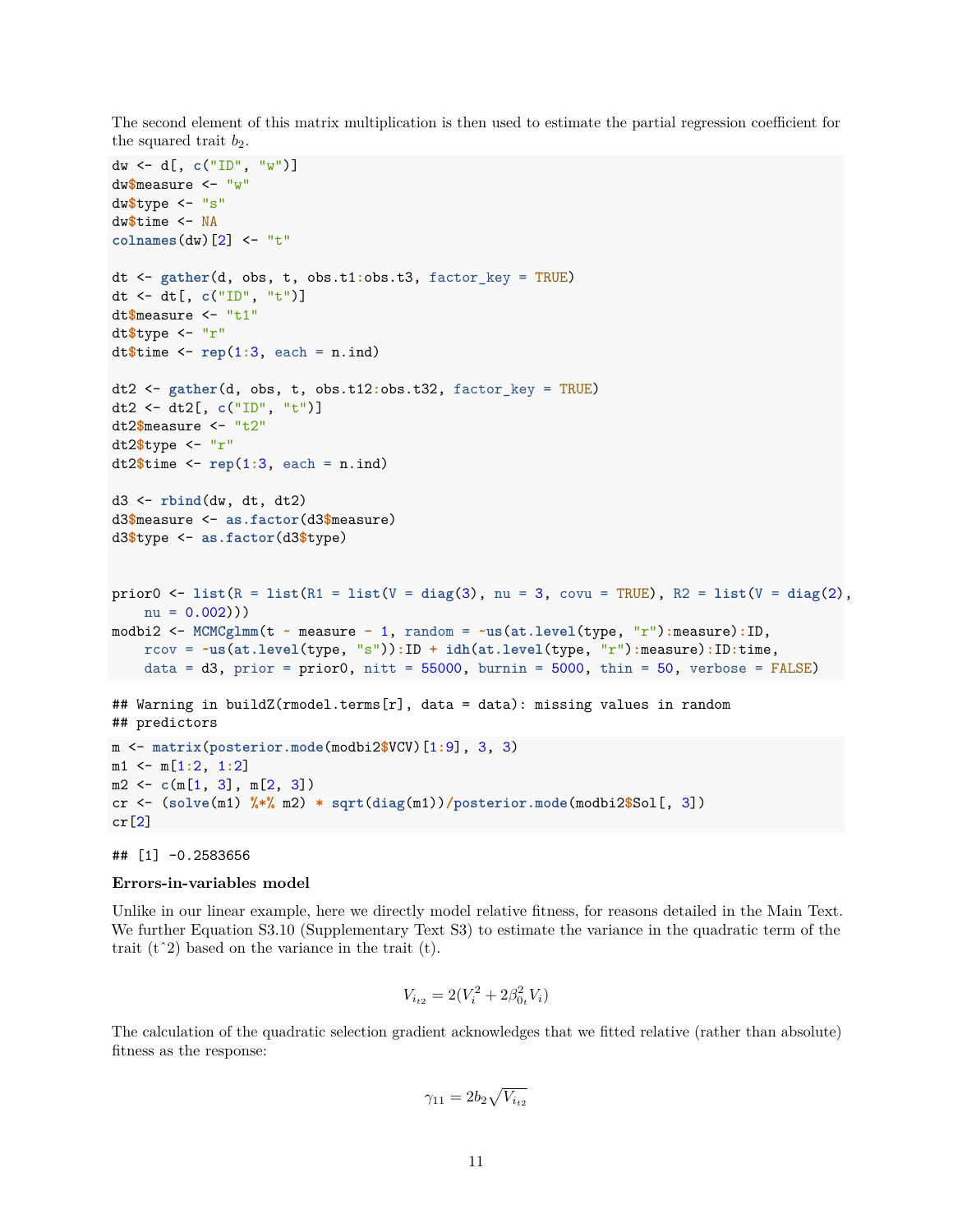The second element of this matrix multiplication is then used to estimate the partial regression coefficient for the squared trait $b_2$.

```
dw <- d[, c("ID", "w")]
dw$measure <- "w"
dw$type <- "s"
dw$time <- NA
colnames(dw)[2] <- "t"

dt <- gather(d, obs, t, obs.t1:obs.t3, factor_key = TRUE)
dt <- dt[, c("ID", "t")]
dt$measure <- "t1"
dt$type <- "r"
dt$time <- rep(1:3, each = n.ind)

dt2 <- gather(d, obs, t, obs.t12:obs.t32, factor_key = TRUE)
dt2 <- dt2[, c("ID", "t")]
dt2$measure <- "t2"
dt2$type <- "r"
dt2$time <- rep(1:3, each = n.ind)

d3 <- rbind(dw, dt, dt2)
d3$measure <- as.factor(d3$measure)
d3$type <- as.factor(d3$type)


prior0 <- list(R = list(R1 = list(V = diag(3), nu = 3, covu = TRUE), R2 = list(V = diag(2),
    nu = 0.002)))
modbi2 <- MCMCglmm(t ~ measure - 1, random = ~us(at.level(type, "r"):measure):ID,
    rcov = ~us(at.level(type, "s")):ID + idh(at.level(type, "r"):measure):ID:time,
    data = d3, prior = prior0, nitt = 55000, burnin = 5000, thin = 50, verbose = FALSE)
```

```
## Warning in buildZ(rmodel.terms[r], data = data): missing values in random
## predictors
```

```
m <- matrix(posterior.mode(modbi2$VCV)[1:9], 3, 3)
m1 <- m[1:2, 1:2]
m2 <- c(m[1, 3], m[2, 3])
cr <- (solve(m1) %*% m2) * sqrt(diag(m1))/posterior.mode(modbi2$Sol[, 3])
cr[2]
```

```
## [1] -0.2583656
```

**Errors-in-variables model**

Unlike in our linear example, here we directly model relative fitness, for reasons detailed in the Main Text. We further Equation S3.10 (Supplementary Text S3) to estimate the variance in the quadratic term of the trait (t^2) based on the variance in the trait (t).

$$V_{i_{t2}} = 2(V_i^2 + 2\beta_{0_t}^2 V_i)$$

The calculation of the quadratic selection gradient acknowledges that we fitted relative (rather than absolute) fitness as the response:

$$\gamma_{11} = 2b_2\sqrt{V_{i_{t2}}}$$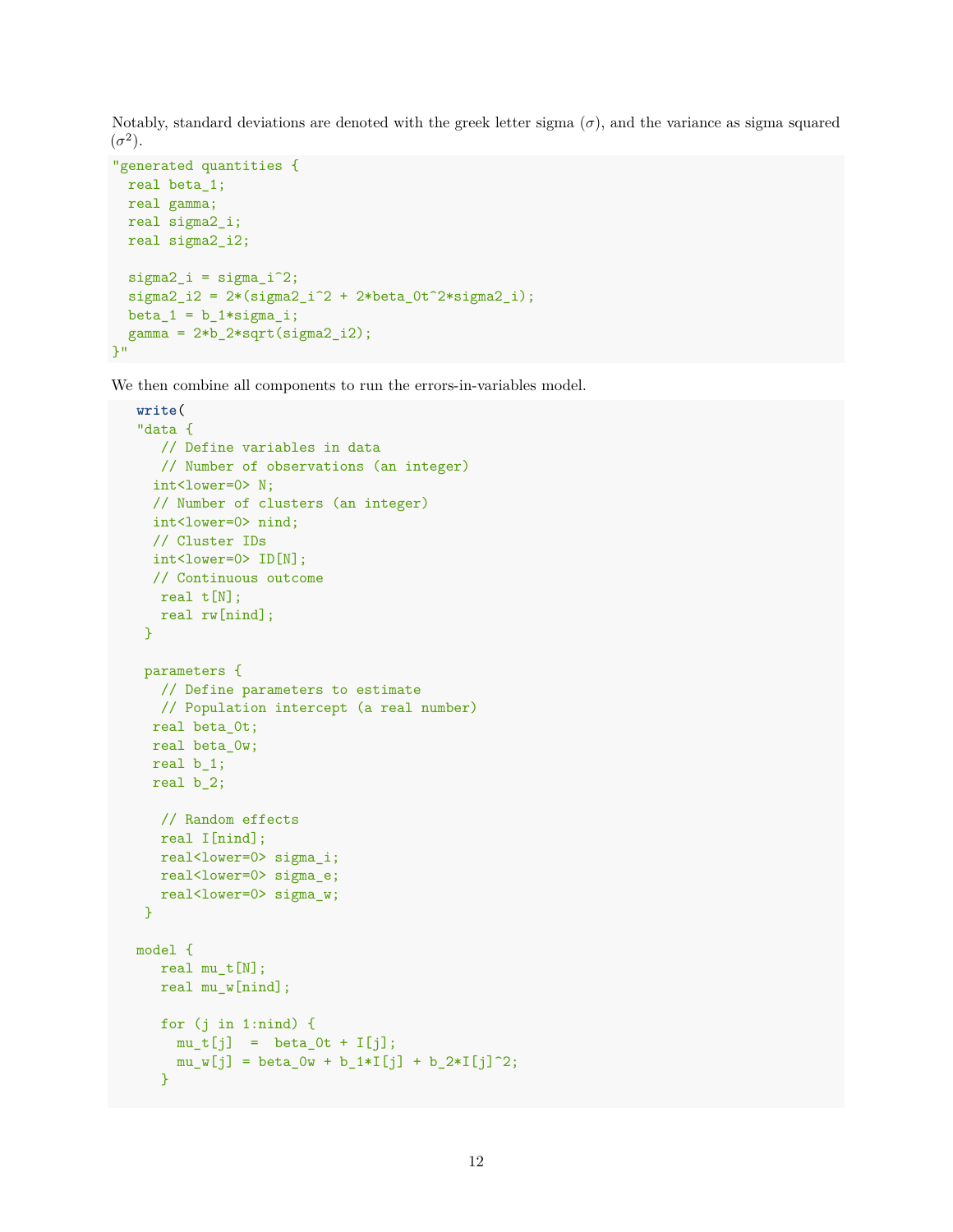Notably, standard deviations are denoted with the greek letter sigma ($\sigma$), and the variance as sigma squared ($\sigma^2$).

```
"generated quantities {
  real beta_1;
  real gamma;
  real sigma2_i;
  real sigma2_i2;

  sigma2_i = sigma_i^2;
  sigma2_i2 = 2*(sigma2_i^2 + 2*beta_0t^2*sigma2_i);
  beta_1 = b_1*sigma_i;
  gamma = 2*b_2*sqrt(sigma2_i2);
}"
```

We then combine all components to run the errors-in-variables model.

```
write(
"data {
   // Define variables in data
   // Number of observations (an integer)
  int<lower=0> N;
  // Number of clusters (an integer)
  int<lower=0> nind;
  // Cluster IDs
  int<lower=0> ID[N];
  // Continuous outcome
   real t[N];
   real rw[nind];
 }

 parameters {
   // Define parameters to estimate
   // Population intercept (a real number)
  real beta_0t;
  real beta_0w;
  real b_1;
  real b_2;

   // Random effects
   real I[nind];
   real<lower=0> sigma_i;
   real<lower=0> sigma_e;
   real<lower=0> sigma_w;
 }

model {
   real mu_t[N];
   real mu_w[nind];

   for (j in 1:nind) {
     mu_t[j]  =  beta_0t + I[j];
     mu_w[j] = beta_0w + b_1*I[j] + b_2*I[j]^2;
   }
```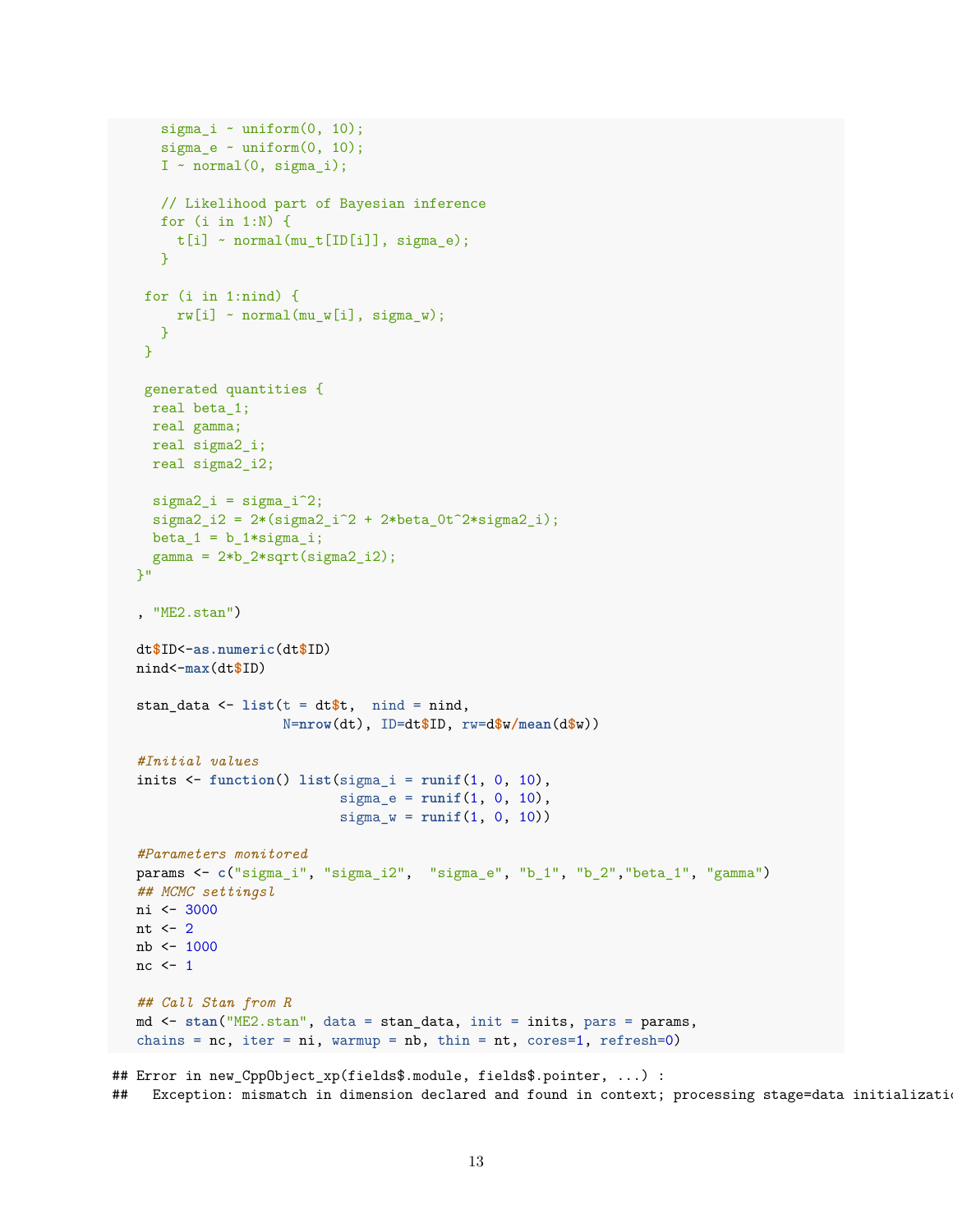```
    sigma_i ~ uniform(0, 10);
    sigma_e ~ uniform(0, 10);
    I ~ normal(0, sigma_i);

    // Likelihood part of Bayesian inference
    for (i in 1:N) {
      t[i] ~ normal(mu_t[ID[i]], sigma_e);
    }

   for (i in 1:nind) {
      rw[i] ~ normal(mu_w[i], sigma_w);
    }
  }

  generated quantities {
   real beta_1;
   real gamma;
   real sigma2_i;
   real sigma2_i2;

   sigma2_i = sigma_i^2;
   sigma2_i2 = 2*(sigma2_i^2 + 2*beta_0t^2*sigma2_i);
   beta_1 = b_1*sigma_i;
   gamma = 2*b_2*sqrt(sigma2_i2);
  }"

  , "ME2.stan")

  dt$ID<-as.numeric(dt$ID)
  nind<-max(dt$ID)

  stan_data <- list(t = dt$t,  nind = nind,
                    N=nrow(dt), ID=dt$ID, rw=d$w/mean(d$w))

  #Initial values
  inits <- function() list(sigma_i = runif(1, 0, 10),
                           sigma_e = runif(1, 0, 10),
                           sigma_w = runif(1, 0, 10))

  #Parameters monitored
  params <- c("sigma_i", "sigma_i2",  "sigma_e", "b_1", "b_2","beta_1", "gamma")
  ## MCMC settingsl
  ni <- 3000
  nt <- 2
  nb <- 1000
  nc <- 1

  ## Call Stan from R
  md <- stan("ME2.stan", data = stan_data, init = inits, pars = params,
  chains = nc, iter = ni, warmup = nb, thin = nt, cores=1, refresh=0)
```

```
## Error in new_CppObject_xp(fields$.module, fields$.pointer, ...) :
##   Exception: mismatch in dimension declared and found in context; processing stage=data initializatio
```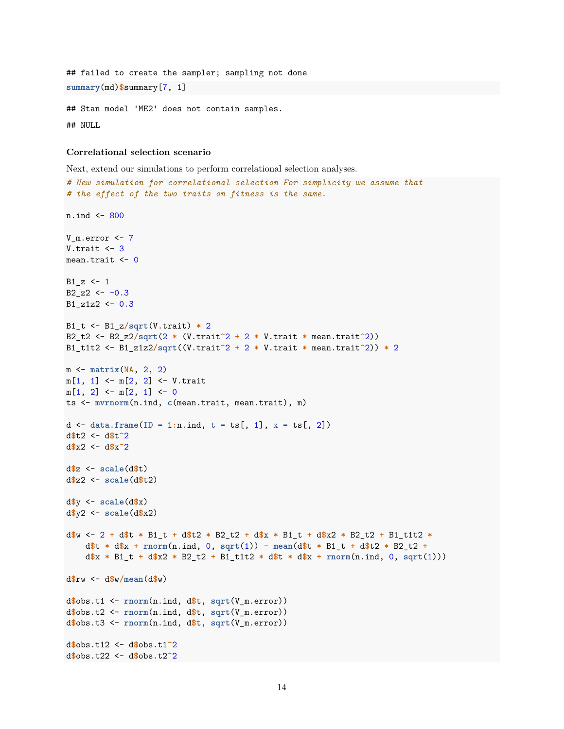```
## failed to create the sampler; sampling not done
```

```
summary(md)$summary[7, 1]
```

```
## Stan model 'ME2' does not contain samples.
```

```
## NULL
```

### Correlational selection scenario

Next, extend our simulations to perform correlational selection analyses.

```
# New simulation for correlational selection For simplicity we assume that
# the effect of the two traits on fitness is the same.

n.ind <- 800

V_m.error <- 7
V.trait <- 3
mean.trait <- 0

B1_z <- 1
B2_z2 <- -0.3
B1_z1z2 <- 0.3

B1_t <- B1_z/sqrt(V.trait) * 2
B2_t2 <- B2_z2/sqrt(2 * (V.trait^2 + 2 * V.trait * mean.trait^2))
B1_t1t2 <- B1_z1z2/sqrt((V.trait^2 + 2 * V.trait * mean.trait^2)) * 2

m <- matrix(NA, 2, 2)
m[1, 1] <- m[2, 2] <- V.trait
m[1, 2] <- m[2, 1] <- 0
ts <- mvrnorm(n.ind, c(mean.trait, mean.trait), m)

d <- data.frame(ID = 1:n.ind, t = ts[, 1], x = ts[, 2])
d$t2 <- d$t^2
d$x2 <- d$x^2

d$z <- scale(d$t)
d$z2 <- scale(d$t2)

d$y <- scale(d$x)
d$y2 <- scale(d$x2)

d$w <- 2 + d$t * B1_t + d$t2 * B2_t2 + d$x * B1_t + d$x2 * B2_t2 + B1_t1t2 *
    d$t * d$x + rnorm(n.ind, 0, sqrt(1)) - mean(d$t * B1_t + d$t2 * B2_t2 +
    d$x * B1_t + d$x2 * B2_t2 + B1_t1t2 * d$t * d$x + rnorm(n.ind, 0, sqrt(1)))

d$rw <- d$w/mean(d$w)

d$obs.t1 <- rnorm(n.ind, d$t, sqrt(V_m.error))
d$obs.t2 <- rnorm(n.ind, d$t, sqrt(V_m.error))
d$obs.t3 <- rnorm(n.ind, d$t, sqrt(V_m.error))

d$obs.t12 <- d$obs.t1^2
d$obs.t22 <- d$obs.t2^2
```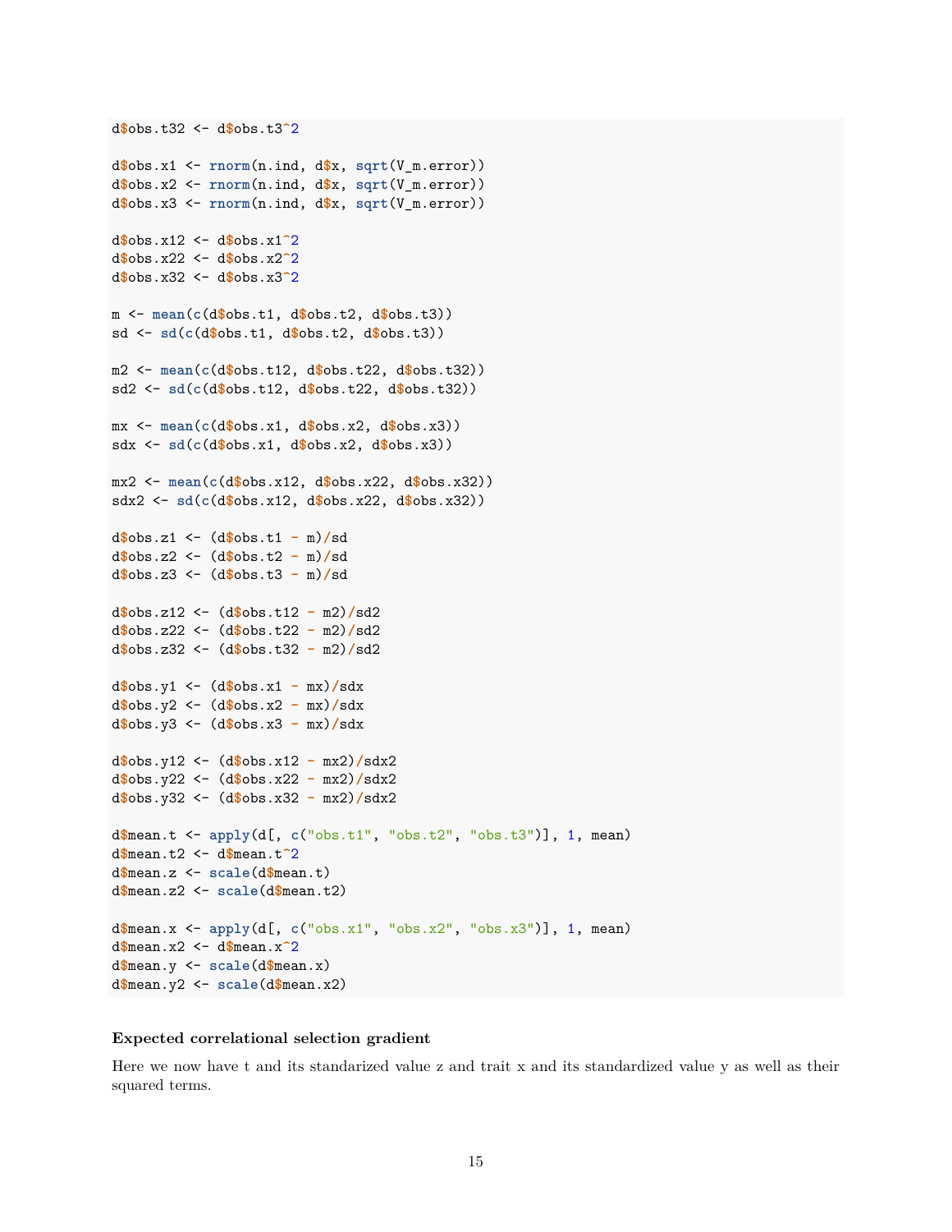```
d$obs.t32 <- d$obs.t3^2

d$obs.x1 <- rnorm(n.ind, d$x, sqrt(V_m.error))
d$obs.x2 <- rnorm(n.ind, d$x, sqrt(V_m.error))
d$obs.x3 <- rnorm(n.ind, d$x, sqrt(V_m.error))

d$obs.x12 <- d$obs.x1^2
d$obs.x22 <- d$obs.x2^2
d$obs.x32 <- d$obs.x3^2

m <- mean(c(d$obs.t1, d$obs.t2, d$obs.t3))
sd <- sd(c(d$obs.t1, d$obs.t2, d$obs.t3))

m2 <- mean(c(d$obs.t12, d$obs.t22, d$obs.t32))
sd2 <- sd(c(d$obs.t12, d$obs.t22, d$obs.t32))

mx <- mean(c(d$obs.x1, d$obs.x2, d$obs.x3))
sdx <- sd(c(d$obs.x1, d$obs.x2, d$obs.x3))

mx2 <- mean(c(d$obs.x12, d$obs.x22, d$obs.x32))
sdx2 <- sd(c(d$obs.x12, d$obs.x22, d$obs.x32))

d$obs.z1 <- (d$obs.t1 - m)/sd
d$obs.z2 <- (d$obs.t2 - m)/sd
d$obs.z3 <- (d$obs.t3 - m)/sd

d$obs.z12 <- (d$obs.t12 - m2)/sd2
d$obs.z22 <- (d$obs.t22 - m2)/sd2
d$obs.z32 <- (d$obs.t32 - m2)/sd2

d$obs.y1 <- (d$obs.x1 - mx)/sdx
d$obs.y2 <- (d$obs.x2 - mx)/sdx
d$obs.y3 <- (d$obs.x3 - mx)/sdx

d$obs.y12 <- (d$obs.x12 - mx2)/sdx2
d$obs.y22 <- (d$obs.x22 - mx2)/sdx2
d$obs.y32 <- (d$obs.x32 - mx2)/sdx2

d$mean.t <- apply(d[, c("obs.t1", "obs.t2", "obs.t3")], 1, mean)
d$mean.t2 <- d$mean.t^2
d$mean.z <- scale(d$mean.t)
d$mean.z2 <- scale(d$mean.t2)

d$mean.x <- apply(d[, c("obs.x1", "obs.x2", "obs.x3")], 1, mean)
d$mean.x2 <- d$mean.x^2
d$mean.y <- scale(d$mean.x)
d$mean.y2 <- scale(d$mean.x2)
```

**Expected correlational selection gradient**

Here we now have t and its standarized value z and trait x and its standardized value y as well as their squared terms.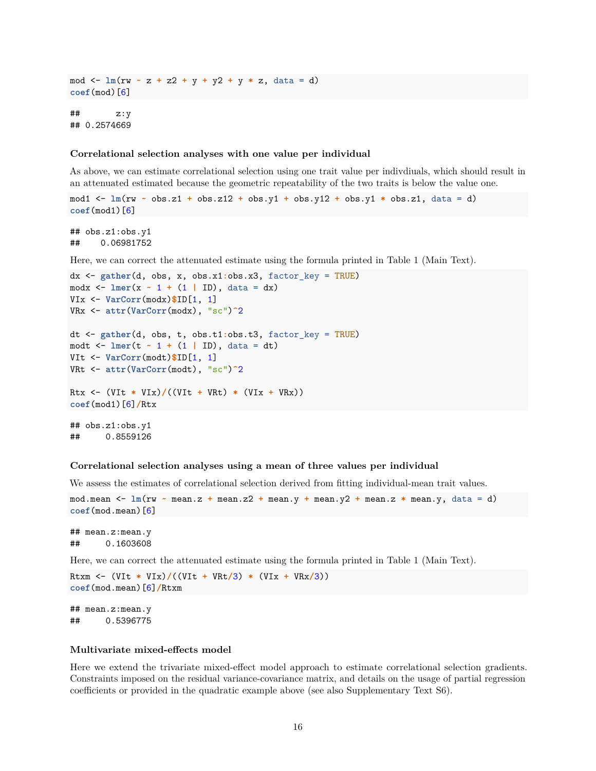```
mod <- lm(rw ~ z + z2 + y + y2 + y * z, data = d)
coef(mod)[6]
```

```
##       z:y
## 0.2574669
```

### Correlational selection analyses with one value per individual

As above, we can estimate correlational selection using one trait value per indvdiuals, which should result in an attenuated estimated because the geometric repeatability of the two traits is below the value one.

```
mod1 <- lm(rw ~ obs.z1 + obs.z12 + obs.y1 + obs.y12 + obs.y1 * obs.z1, data = d)
coef(mod1)[6]
```

```
## obs.z1:obs.y1
##    0.06981752
```

Here, we can correct the attenuated estimate using the formula printed in Table 1 (Main Text).

```
dx <- gather(d, obs, x, obs.x1:obs.x3, factor_key = TRUE)
modx <- lmer(x ~ 1 + (1 | ID), data = dx)
VIx <- VarCorr(modx)$ID[1, 1]
VRx <- attr(VarCorr(modx), "sc")^2

dt <- gather(d, obs, t, obs.t1:obs.t3, factor_key = TRUE)
modt <- lmer(t ~ 1 + (1 | ID), data = dt)
VIt <- VarCorr(modt)$ID[1, 1]
VRt <- attr(VarCorr(modt), "sc")^2

Rtx <- (VIt * VIx)/((VIt + VRt) * (VIx + VRx))
coef(mod1)[6]/Rtx
```

```
## obs.z1:obs.y1
##     0.8559126
```

### Correlational selection analyses using a mean of three values per individual

We assess the estimates of correlational selection derived from fitting individual-mean trait values.

```
mod.mean <- lm(rw ~ mean.z + mean.z2 + mean.y + mean.y2 + mean.z * mean.y, data = d)
coef(mod.mean)[6]
```

```
## mean.z:mean.y
##     0.1603608
```

Here, we can correct the attenuated estimate using the formula printed in Table 1 (Main Text).

```
Rtxm <- (VIt * VIx)/((VIt + VRt/3) * (VIx + VRx/3))
coef(mod.mean)[6]/Rtxm
```

```
## mean.z:mean.y
##     0.5396775
```

### Multivariate mixed-effects model

Here we extend the trivariate mixed-effect model approach to estimate correlational selection gradients. Constraints imposed on the residual variance-covariance matrix, and details on the usage of partial regression coefficients or provided in the quadratic example above (see also Supplementary Text S6).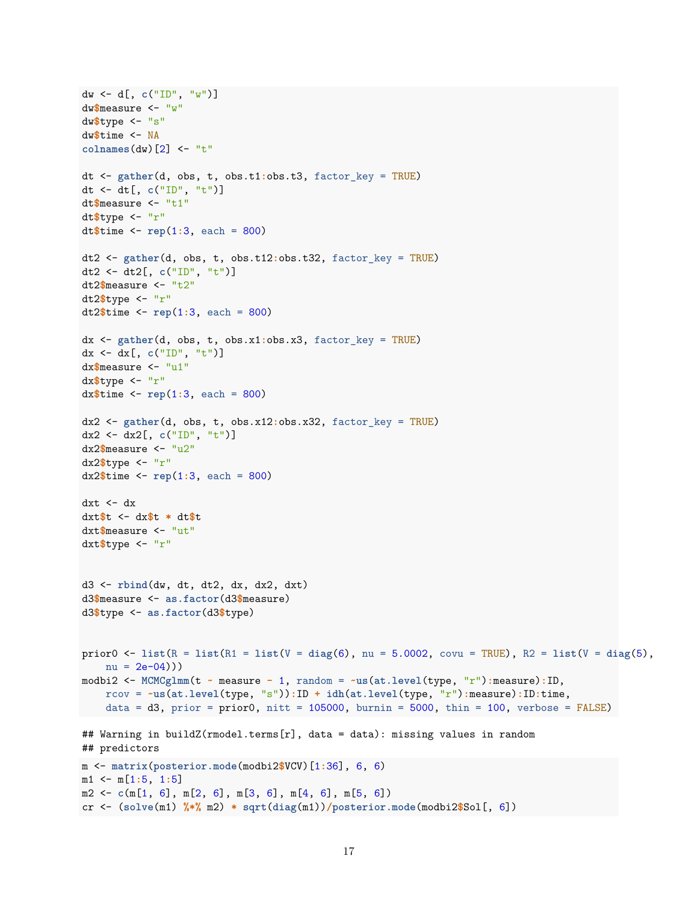```
dw <- d[, c("ID", "w")]
dw$measure <- "w"
dw$type <- "s"
dw$time <- NA
colnames(dw)[2] <- "t"

dt <- gather(d, obs, t, obs.t1:obs.t3, factor_key = TRUE)
dt <- dt[, c("ID", "t")]
dt$measure <- "t1"
dt$type <- "r"
dt$time <- rep(1:3, each = 800)

dt2 <- gather(d, obs, t, obs.t12:obs.t32, factor_key = TRUE)
dt2 <- dt2[, c("ID", "t")]
dt2$measure <- "t2"
dt2$type <- "r"
dt2$time <- rep(1:3, each = 800)

dx <- gather(d, obs, t, obs.x1:obs.x3, factor_key = TRUE)
dx <- dx[, c("ID", "t")]
dx$measure <- "u1"
dx$type <- "r"
dx$time <- rep(1:3, each = 800)

dx2 <- gather(d, obs, t, obs.x12:obs.x32, factor_key = TRUE)
dx2 <- dx2[, c("ID", "t")]
dx2$measure <- "u2"
dx2$type <- "r"
dx2$time <- rep(1:3, each = 800)

dxt <- dx
dxt$t <- dx$t * dt$t
dxt$measure <- "ut"
dxt$type <- "r"


d3 <- rbind(dw, dt, dt2, dx, dx2, dxt)
d3$measure <- as.factor(d3$measure)
d3$type <- as.factor(d3$type)


prior0 <- list(R = list(R1 = list(V = diag(6), nu = 5.0002, covu = TRUE), R2 = list(V = diag(5),
    nu = 2e-04)))
modbi2 <- MCMCglmm(t ~ measure - 1, random = ~us(at.level(type, "r"):measure):ID,
    rcov = ~us(at.level(type, "s")):ID + idh(at.level(type, "r"):measure):ID:time,
    data = d3, prior = prior0, nitt = 105000, burnin = 5000, thin = 100, verbose = FALSE)
```

```
## Warning in buildZ(rmodel.terms[r], data = data): missing values in random
## predictors
```

```
m <- matrix(posterior.mode(modbi2$VCV)[1:36], 6, 6)
m1 <- m[1:5, 1:5]
m2 <- c(m[1, 6], m[2, 6], m[3, 6], m[4, 6], m[5, 6])
cr <- (solve(m1) %*% m2) * sqrt(diag(m1))/posterior.mode(modbi2$Sol[, 6])
```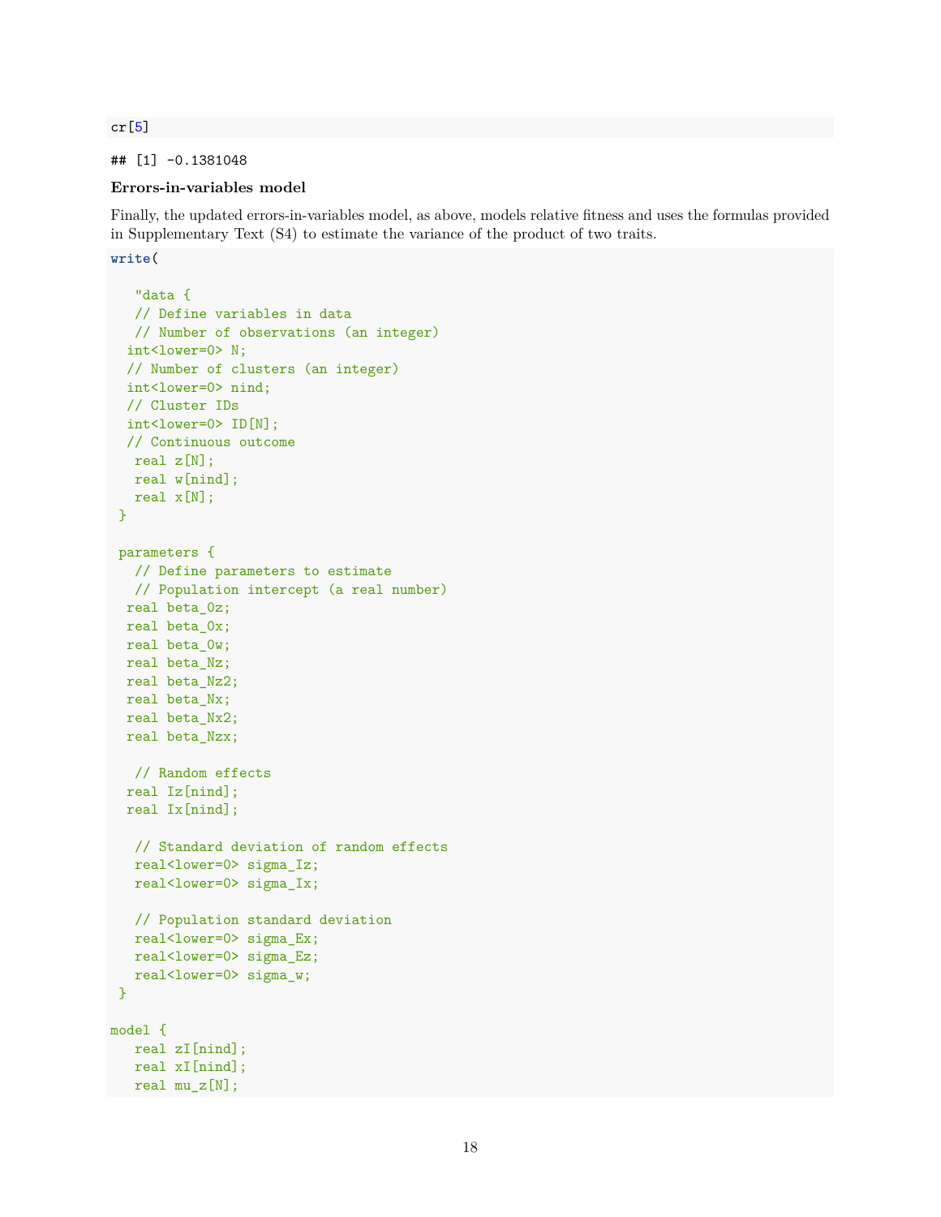```
cr[5]
```

```
## [1] -0.1381048
```

**Errors-in-variables model**

Finally, the updated errors-in-variables model, as above, models relative fitness and uses the formulas provided in Supplementary Text (S4) to estimate the variance of the product of two traits.

```
write(

   "data {
   // Define variables in data
   // Number of observations (an integer)
  int<lower=0> N;
  // Number of clusters (an integer)
  int<lower=0> nind;
  // Cluster IDs
  int<lower=0> ID[N];
  // Continuous outcome
   real z[N];
   real w[nind];
   real x[N];
 }

 parameters {
   // Define parameters to estimate
   // Population intercept (a real number)
  real beta_0z;
  real beta_0x;
  real beta_0w;
  real beta_Nz;
  real beta_Nz2;
  real beta_Nx;
  real beta_Nx2;
  real beta_Nzx;

   // Random effects
  real Iz[nind];
  real Ix[nind];

   // Standard deviation of random effects
   real<lower=0> sigma_Iz;
   real<lower=0> sigma_Ix;

   // Population standard deviation
   real<lower=0> sigma_Ex;
   real<lower=0> sigma_Ez;
   real<lower=0> sigma_w;
 }

model {
   real zI[nind];
   real xI[nind];
   real mu_z[N];
```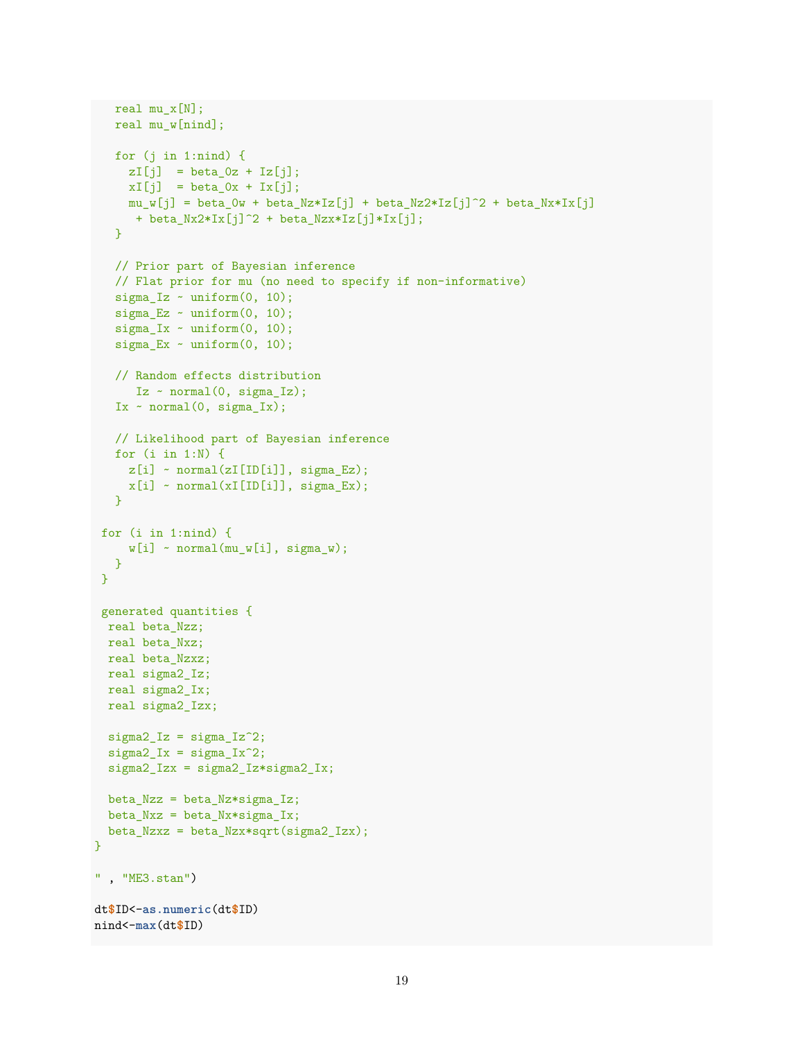```
   real mu_x[N];
   real mu_w[nind];

   for (j in 1:nind) {
     zI[j]  = beta_0z + Iz[j];
     xI[j]  = beta_0x + Ix[j];
     mu_w[j] = beta_0w + beta_Nz*Iz[j] + beta_Nz2*Iz[j]^2 + beta_Nx*Ix[j]
      + beta_Nx2*Ix[j]^2 + beta_Nzx*Iz[j]*Ix[j];
   }

   // Prior part of Bayesian inference
   // Flat prior for mu (no need to specify if non-informative)
   sigma_Iz ~ uniform(0, 10);
   sigma_Ez ~ uniform(0, 10);
   sigma_Ix ~ uniform(0, 10);
   sigma_Ex ~ uniform(0, 10);

   // Random effects distribution
      Iz ~ normal(0, sigma_Iz);
   Ix ~ normal(0, sigma_Ix);

   // Likelihood part of Bayesian inference
   for (i in 1:N) {
     z[i] ~ normal(zI[ID[i]], sigma_Ez);
     x[i] ~ normal(xI[ID[i]], sigma_Ex);
   }

 for (i in 1:nind) {
     w[i] ~ normal(mu_w[i], sigma_w);
   }
 }

 generated quantities {
  real beta_Nzz;
  real beta_Nxz;
  real beta_Nzxz;
  real sigma2_Iz;
  real sigma2_Ix;
  real sigma2_Izx;

  sigma2_Iz = sigma_Iz^2;
  sigma2_Ix = sigma_Ix^2;
  sigma2_Izx = sigma2_Iz*sigma2_Ix;

  beta_Nzz = beta_Nz*sigma_Iz;
  beta_Nxz = beta_Nx*sigma_Ix;
  beta_Nzxz = beta_Nzx*sqrt(sigma2_Izx);
}

" , "ME3.stan")

dt$ID<-as.numeric(dt$ID)
nind<-max(dt$ID)
```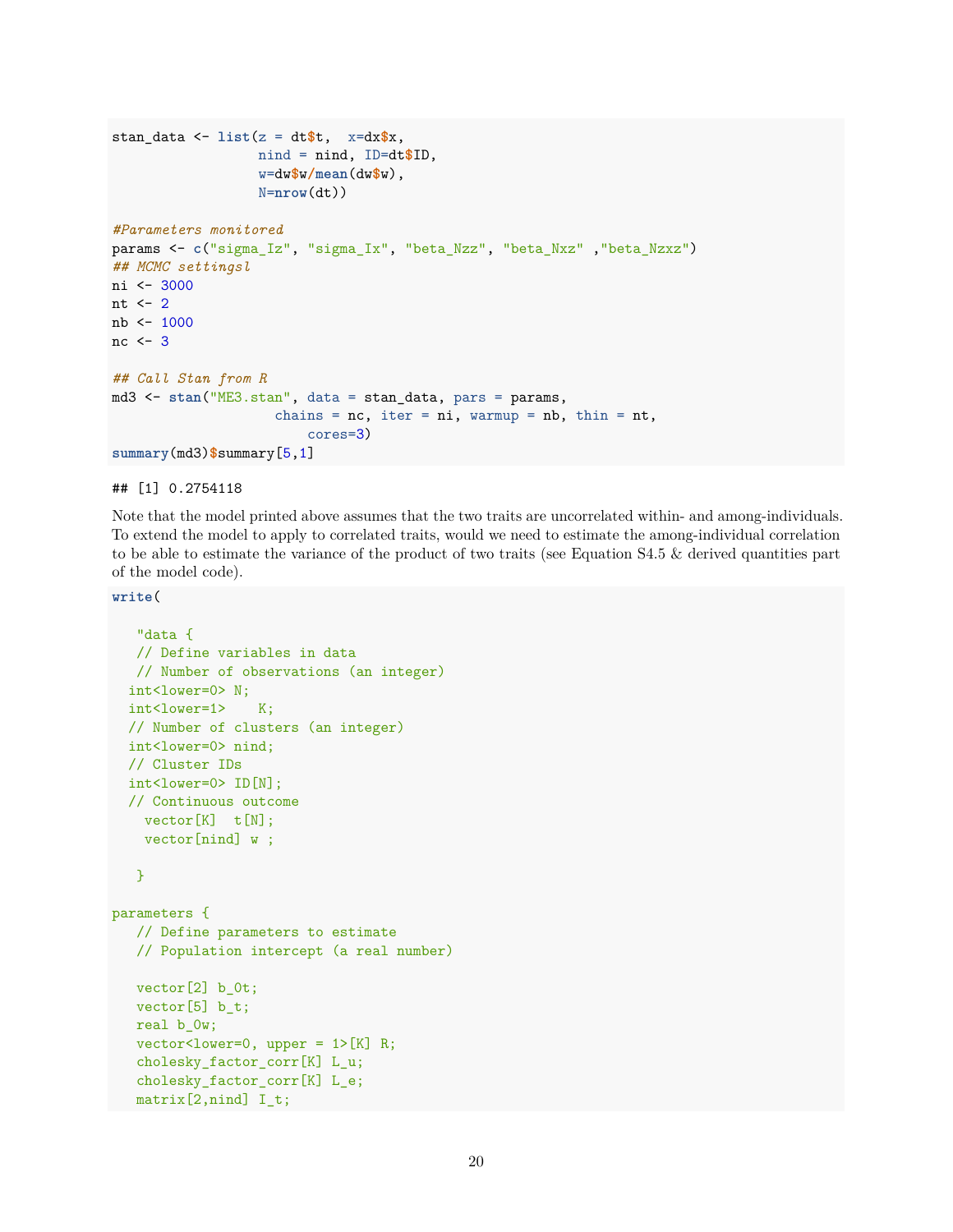```r
stan_data <- list(z = dt$t,  x=dx$x,
                  nind = nind, ID=dt$ID,
                  w=dw$w/mean(dw$w),
                  N=nrow(dt))

#Parameters monitored
params <- c("sigma_Iz", "sigma_Ix", "beta_Nzz", "beta_Nxz" ,"beta_Nzxz")
## MCMC settingsl
ni <- 3000
nt <- 2
nb <- 1000
nc <- 3

## Call Stan from R
md3 <- stan("ME3.stan", data = stan_data, pars = params,
                    chains = nc, iter = ni, warmup = nb, thin = nt,
                        cores=3)
summary(md3)$summary[5,1]
```

```
## [1] 0.2754118
```

Note that the model printed above assumes that the two traits are uncorrelated within- and among-individuals. To extend the model to apply to correlated traits, would we need to estimate the among-individual correlation to be able to estimate the variance of the product of two traits (see Equation S4.5 & derived quantities part of the model code).

```r
write(

   "data {
   // Define variables in data
   // Number of observations (an integer)
  int<lower=0> N;
  int<lower=1>    K;
  // Number of clusters (an integer)
  int<lower=0> nind;
  // Cluster IDs
  int<lower=0> ID[N];
  // Continuous outcome
    vector[K]  t[N];
    vector[nind] w ;

   }

parameters {
   // Define parameters to estimate
   // Population intercept (a real number)

   vector[2] b_0t;
   vector[5] b_t;
   real b_0w;
   vector<lower=0, upper = 1>[K] R;
   cholesky_factor_corr[K] L_u;
   cholesky_factor_corr[K] L_e;
   matrix[2,nind] I_t;
```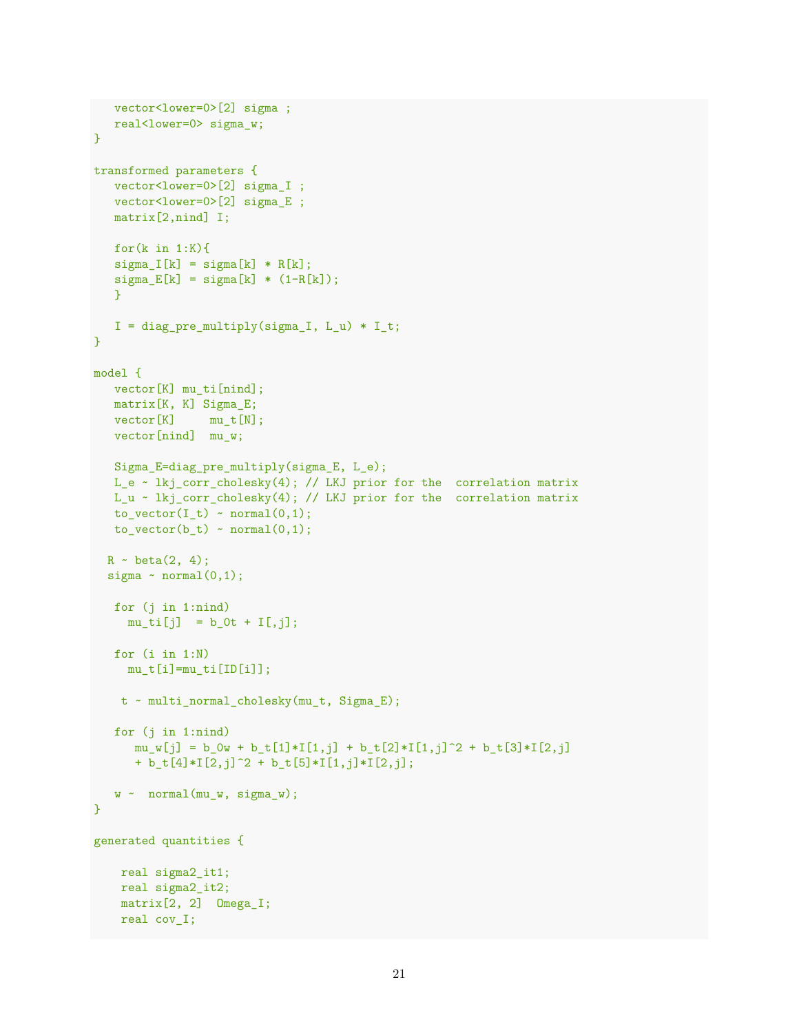```
   vector<lower=0>[2] sigma ;
   real<lower=0> sigma_w;
}

transformed parameters {
   vector<lower=0>[2] sigma_I ;
   vector<lower=0>[2] sigma_E ;
   matrix[2,nind] I;

   for(k in 1:K){
   sigma_I[k] = sigma[k] * R[k];
   sigma_E[k] = sigma[k] * (1-R[k]);
   }

   I = diag_pre_multiply(sigma_I, L_u) * I_t;
}

model {
   vector[K] mu_ti[nind];
   matrix[K, K] Sigma_E;
   vector[K]     mu_t[N];
   vector[nind]  mu_w;

   Sigma_E=diag_pre_multiply(sigma_E, L_e);
   L_e ~ lkj_corr_cholesky(4); // LKJ prior for the  correlation matrix
   L_u ~ lkj_corr_cholesky(4); // LKJ prior for the  correlation matrix
   to_vector(I_t) ~ normal(0,1);
   to_vector(b_t) ~ normal(0,1);

  R ~ beta(2, 4);
  sigma ~ normal(0,1);

   for (j in 1:nind)
     mu_ti[j]  = b_0t + I[,j];

   for (i in 1:N)
     mu_t[i]=mu_ti[ID[i]];

    t ~ multi_normal_cholesky(mu_t, Sigma_E);

   for (j in 1:nind)
      mu_w[j] = b_0w + b_t[1]*I[1,j] + b_t[2]*I[1,j]^2 + b_t[3]*I[2,j]
      + b_t[4]*I[2,j]^2 + b_t[5]*I[1,j]*I[2,j];

   w ~  normal(mu_w, sigma_w);
}

generated quantities {

    real sigma2_it1;
    real sigma2_it2;
    matrix[2, 2]  Omega_I;
    real cov_I;
```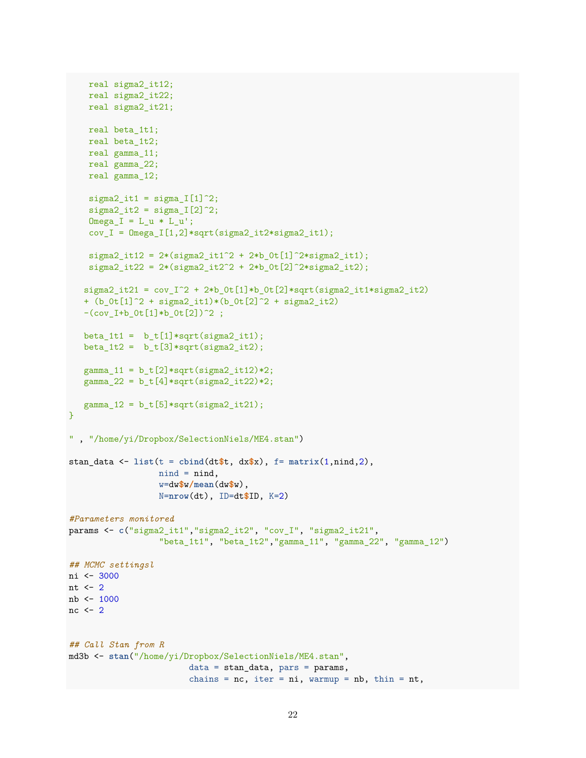```
    real sigma2_it12;
    real sigma2_it22;
    real sigma2_it21;

    real beta_1t1;
    real beta_1t2;
    real gamma_11;
    real gamma_22;
    real gamma_12;

    sigma2_it1 = sigma_I[1]^2;
    sigma2_it2 = sigma_I[2]^2;
    Omega_I = L_u * L_u';
    cov_I = Omega_I[1,2]*sqrt(sigma2_it2*sigma2_it1);

    sigma2_it12 = 2*(sigma2_it1^2 + 2*b_0t[1]^2*sigma2_it1);
    sigma2_it22 = 2*(sigma2_it2^2 + 2*b_0t[2]^2*sigma2_it2);

   sigma2_it21 = cov_I^2 + 2*b_0t[1]*b_0t[2]*sqrt(sigma2_it1*sigma2_it2)
   + (b_0t[1]^2 + sigma2_it1)*(b_0t[2]^2 + sigma2_it2)
   -(cov_I+b_0t[1]*b_0t[2])^2 ;

   beta_1t1 =  b_t[1]*sqrt(sigma2_it1);
   beta_1t2 =  b_t[3]*sqrt(sigma2_it2);

   gamma_11 = b_t[2]*sqrt(sigma2_it12)*2;
   gamma_22 = b_t[4]*sqrt(sigma2_it22)*2;

   gamma_12 = b_t[5]*sqrt(sigma2_it21);
}

" , "/home/yi/Dropbox/SelectionNiels/ME4.stan")

stan_data <- list(t = cbind(dt$t, dx$x), f= matrix(1,nind,2),
                  nind = nind,
                  w=dw$w/mean(dw$w),
                  N=nrow(dt), ID=dt$ID, K=2)

#Parameters monitored
params <- c("sigma2_it1","sigma2_it2", "cov_I", "sigma2_it21",
                  "beta_1t1", "beta_1t2","gamma_11", "gamma_22", "gamma_12")

## MCMC settingsl
ni <- 3000
nt <- 2
nb <- 1000
nc <- 2


## Call Stan from R
md3b <- stan("/home/yi/Dropbox/SelectionNiels/ME4.stan",
                        data = stan_data, pars = params,
                        chains = nc, iter = ni, warmup = nb, thin = nt,
```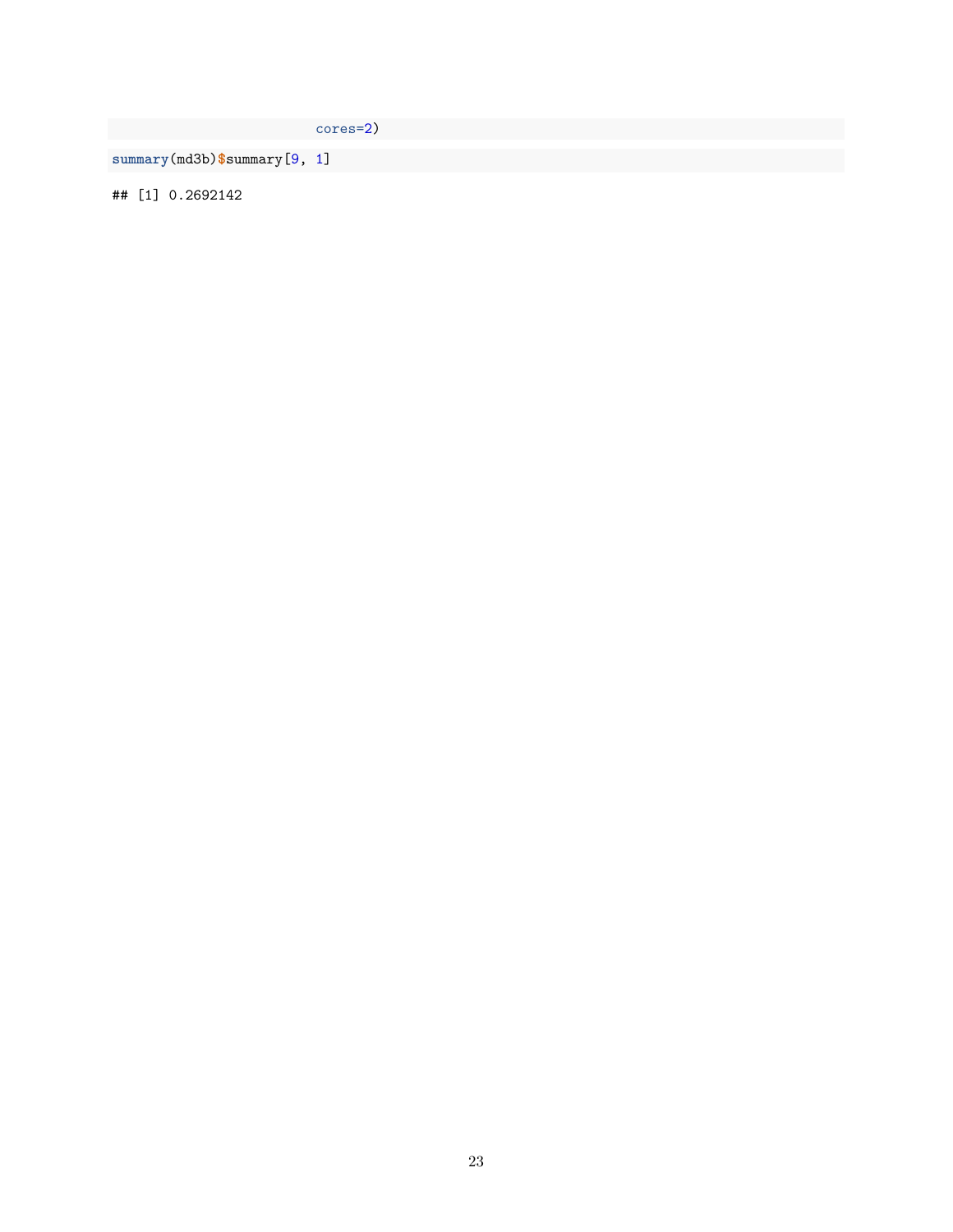```r
                                cores=2)
```

```r
summary(md3b)$summary[9, 1]
```

```
## [1] 0.2692142
```